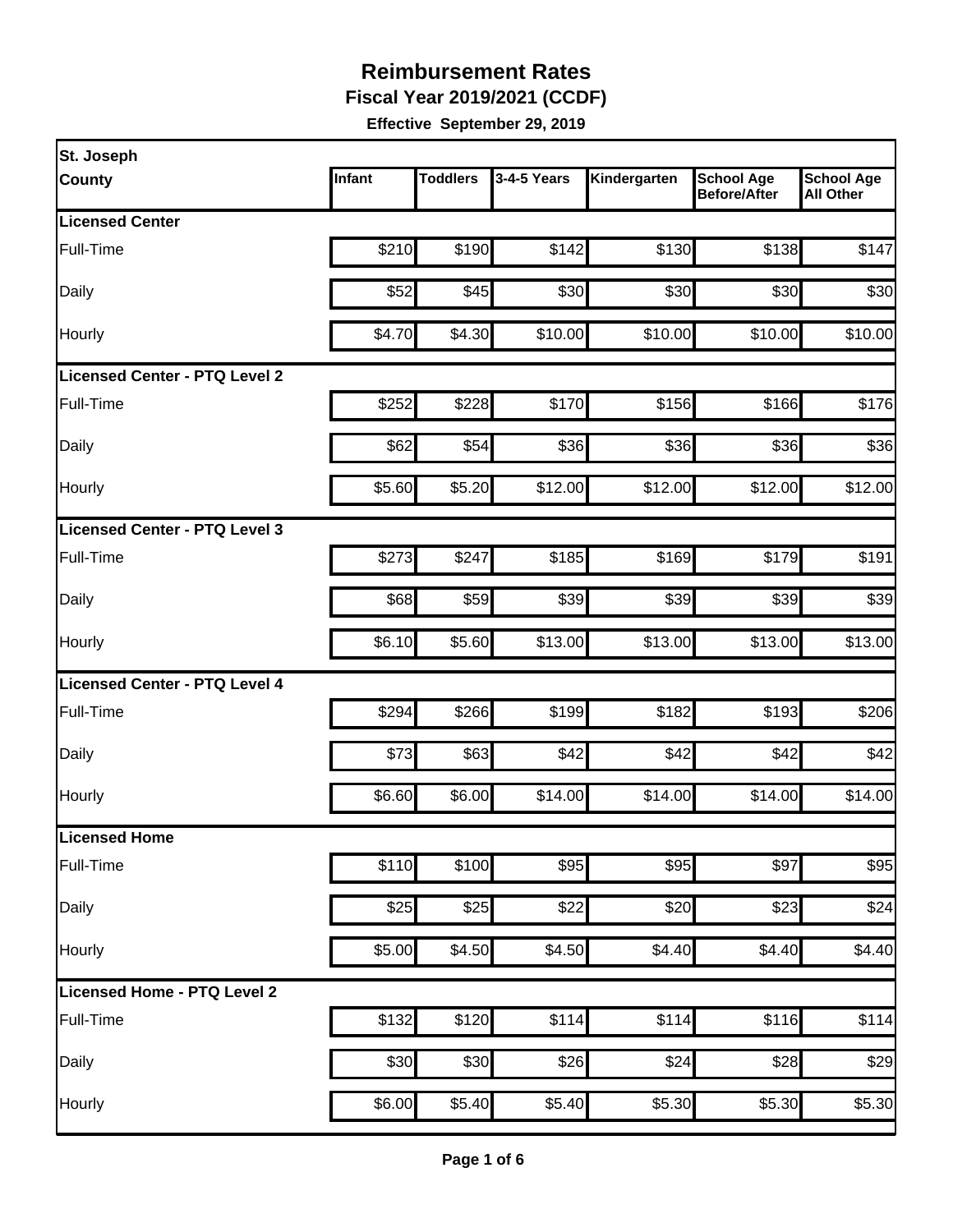# Reimbursement Rates

## Fiscal Year 2019/2021 (CCDF)

**Effective September 29, 2019**

| St. Joseph County | Infant | Toddlers | 3-4-5 Years | Kindergarten | School Age Before/After | School Age All Other |
|---|---|---|---|---|---|---|
| **Licensed Center** | | | | | | |
| Full-Time | $210 | $190 | $142 | $130 | $138 | $147 |
| Daily | $52 | $45 | $30 | $30 | $30 | $30 |
| Hourly | $4.70 | $4.30 | $10.00 | $10.00 | $10.00 | $10.00 |
| **Licensed Center - PTQ Level 2** | | | | | | |
| Full-Time | $252 | $228 | $170 | $156 | $166 | $176 |
| Daily | $62 | $54 | $36 | $36 | $36 | $36 |
| Hourly | $5.60 | $5.20 | $12.00 | $12.00 | $12.00 | $12.00 |
| **Licensed Center - PTQ Level 3** | | | | | | |
| Full-Time | $273 | $247 | $185 | $169 | $179 | $191 |
| Daily | $68 | $59 | $39 | $39 | $39 | $39 |
| Hourly | $6.10 | $5.60 | $13.00 | $13.00 | $13.00 | $13.00 |
| **Licensed Center - PTQ Level 4** | | | | | | |
| Full-Time | $294 | $266 | $199 | $182 | $193 | $206 |
| Daily | $73 | $63 | $42 | $42 | $42 | $42 |
| Hourly | $6.60 | $6.00 | $14.00 | $14.00 | $14.00 | $14.00 |
| **Licensed Home** | | | | | | |
| Full-Time | $110 | $100 | $95 | $95 | $97 | $95 |
| Daily | $25 | $25 | $22 | $20 | $23 | $24 |
| Hourly | $5.00 | $4.50 | $4.50 | $4.40 | $4.40 | $4.40 |
| **Licensed Home - PTQ Level 2** | | | | | | |
| Full-Time | $132 | $120 | $114 | $114 | $116 | $114 |
| Daily | $30 | $30 | $26 | $24 | $28 | $29 |
| Hourly | $6.00 | $5.40 | $5.40 | $5.30 | $5.30 | $5.30 |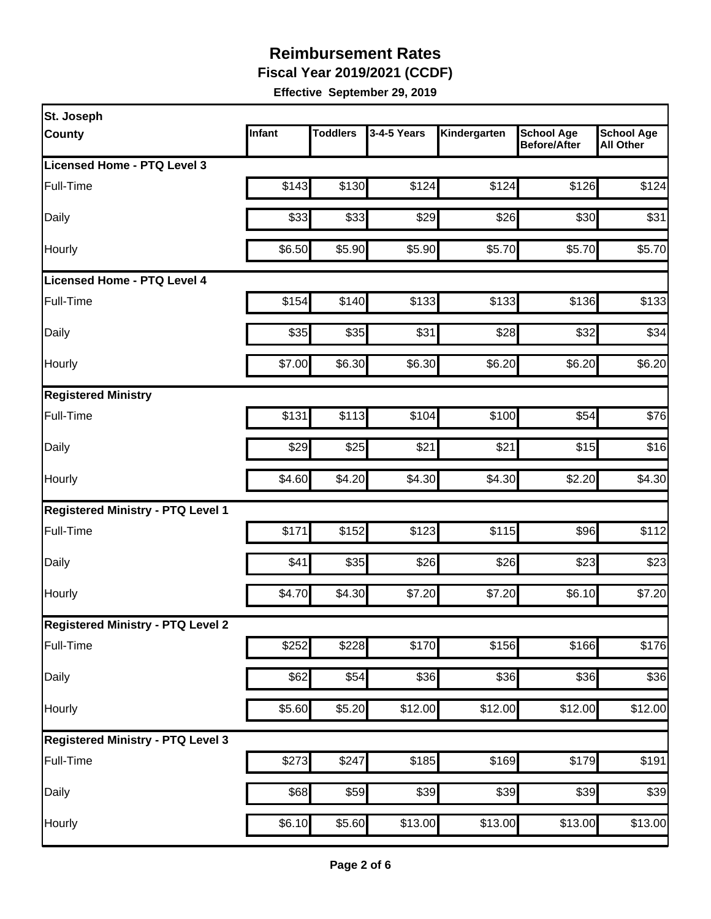# Reimbursement Rates

**Fiscal Year 2019/2021 (CCDF)**

**Effective September 29, 2019**

| St. Joseph County | Infant | Toddlers | 3-4-5 Years | Kindergarten | School Age Before/After | School Age All Other |
|---|---|---|---|---|---|---|
| **Licensed Home - PTQ Level 3** | | | | | | |
| Full-Time | $143 | $130 | $124 | $124 | $126 | $124 |
| Daily | $33 | $33 | $29 | $26 | $30 | $31 |
| Hourly | $6.50 | $5.90 | $5.90 | $5.70 | $5.70 | $5.70 |
| **Licensed Home - PTQ Level 4** | | | | | | |
| Full-Time | $154 | $140 | $133 | $133 | $136 | $133 |
| Daily | $35 | $35 | $31 | $28 | $32 | $34 |
| Hourly | $7.00 | $6.30 | $6.30 | $6.20 | $6.20 | $6.20 |
| **Registered Ministry** | | | | | | |
| Full-Time | $131 | $113 | $104 | $100 | $54 | $76 |
| Daily | $29 | $25 | $21 | $21 | $15 | $16 |
| Hourly | $4.60 | $4.20 | $4.30 | $4.30 | $2.20 | $4.30 |
| **Registered Ministry - PTQ Level 1** | | | | | | |
| Full-Time | $171 | $152 | $123 | $115 | $96 | $112 |
| Daily | $41 | $35 | $26 | $26 | $23 | $23 |
| Hourly | $4.70 | $4.30 | $7.20 | $7.20 | $6.10 | $7.20 |
| **Registered Ministry - PTQ Level 2** | | | | | | |
| Full-Time | $252 | $228 | $170 | $156 | $166 | $176 |
| Daily | $62 | $54 | $36 | $36 | $36 | $36 |
| Hourly | $5.60 | $5.20 | $12.00 | $12.00 | $12.00 | $12.00 |
| **Registered Ministry - PTQ Level 3** | | | | | | |
| Full-Time | $273 | $247 | $185 | $169 | $179 | $191 |
| Daily | $68 | $59 | $39 | $39 | $39 | $39 |
| Hourly | $6.10 | $5.60 | $13.00 | $13.00 | $13.00 | $13.00 |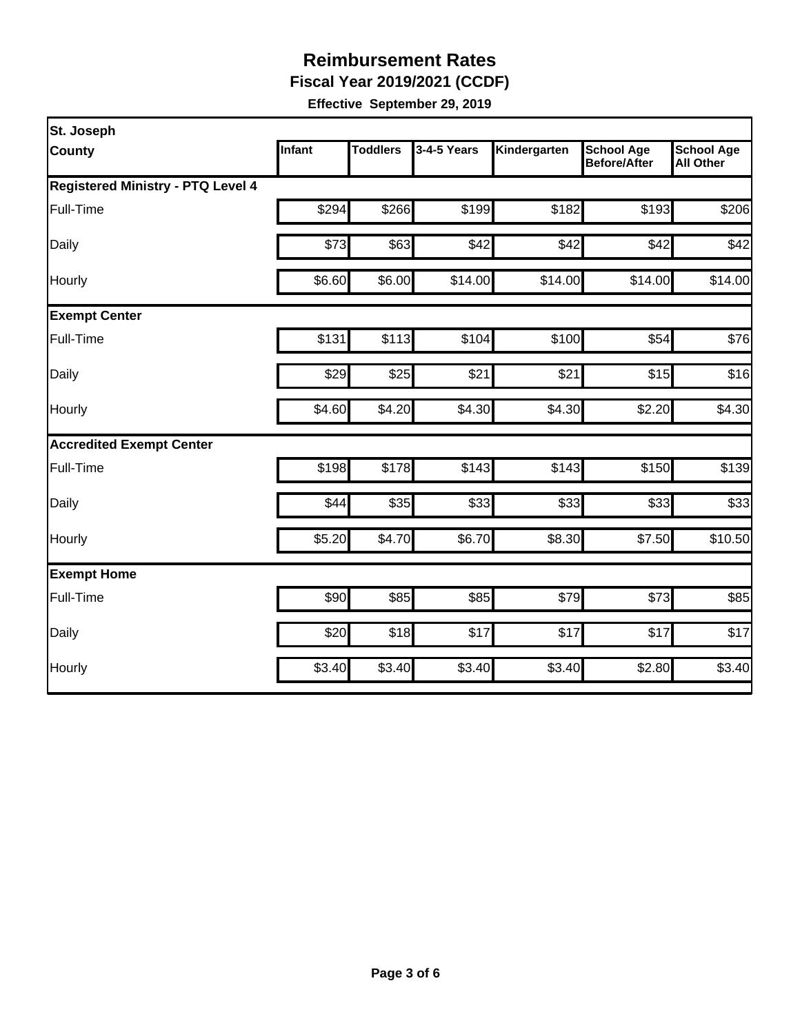# Reimbursement Rates

## Fiscal Year 2019/2021 (CCDF)

**Effective September 29, 2019**

| St. Joseph County | Infant | Toddlers | 3-4-5 Years | Kindergarten | School Age Before/After | School Age All Other |
|---|---|---|---|---|---|---|
| **Registered Ministry - PTQ Level 4** | | | | | | |
| Full-Time | $294 | $266 | $199 | $182 | $193 | $206 |
| Daily | $73 | $63 | $42 | $42 | $42 | $42 |
| Hourly | $6.60 | $6.00 | $14.00 | $14.00 | $14.00 | $14.00 |
| **Exempt Center** | | | | | | |
| Full-Time | $131 | $113 | $104 | $100 | $54 | $76 |
| Daily | $29 | $25 | $21 | $21 | $15 | $16 |
| Hourly | $4.60 | $4.20 | $4.30 | $4.30 | $2.20 | $4.30 |
| **Accredited Exempt Center** | | | | | | |
| Full-Time | $198 | $178 | $143 | $143 | $150 | $139 |
| Daily | $44 | $35 | $33 | $33 | $33 | $33 |
| Hourly | $5.20 | $4.70 | $6.70 | $8.30 | $7.50 | $10.50 |
| **Exempt Home** | | | | | | |
| Full-Time | $90 | $85 | $85 | $79 | $73 | $85 |
| Daily | $20 | $18 | $17 | $17 | $17 | $17 |
| Hourly | $3.40 | $3.40 | $3.40 | $3.40 | $2.80 | $3.40 |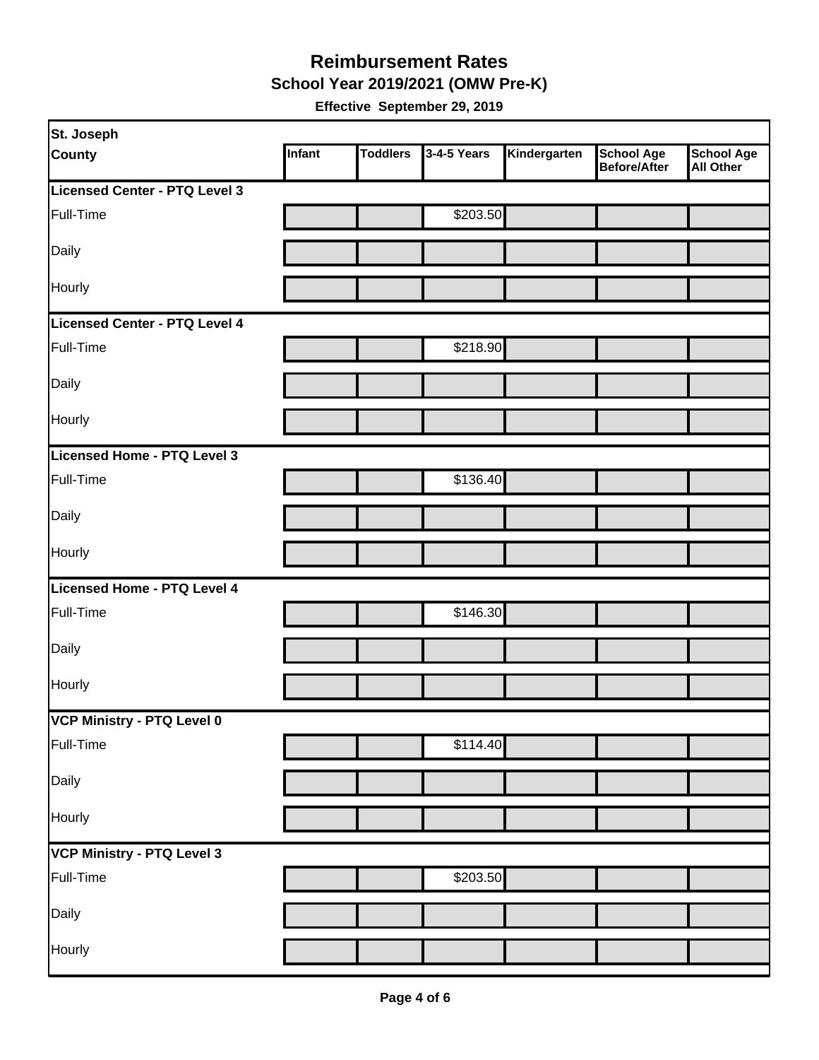# Reimbursement Rates

## School Year 2019/2021 (OMW Pre-K)

**Effective September 29, 2019**

| St. Joseph County | Infant | Toddlers | 3-4-5 Years | Kindergarten | School Age Before/After | School Age All Other |
|---|---|---|---|---|---|---|
| **Licensed Center - PTQ Level 3** | | | | | | |
| Full-Time | | | $203.50 | | | |
| Daily | | | | | | |
| Hourly | | | | | | |
| **Licensed Center - PTQ Level 4** | | | | | | |
| Full-Time | | | $218.90 | | | |
| Daily | | | | | | |
| Hourly | | | | | | |
| **Licensed Home - PTQ Level 3** | | | | | | |
| Full-Time | | | $136.40 | | | |
| Daily | | | | | | |
| Hourly | | | | | | |
| **Licensed Home - PTQ Level 4** | | | | | | |
| Full-Time | | | $146.30 | | | |
| Daily | | | | | | |
| Hourly | | | | | | |
| **VCP Ministry - PTQ Level 0** | | | | | | |
| Full-Time | | | $114.40 | | | |
| Daily | | | | | | |
| Hourly | | | | | | |
| **VCP Ministry - PTQ Level 3** | | | | | | |
| Full-Time | | | $203.50 | | | |
| Daily | | | | | | |
| Hourly | | | | | | |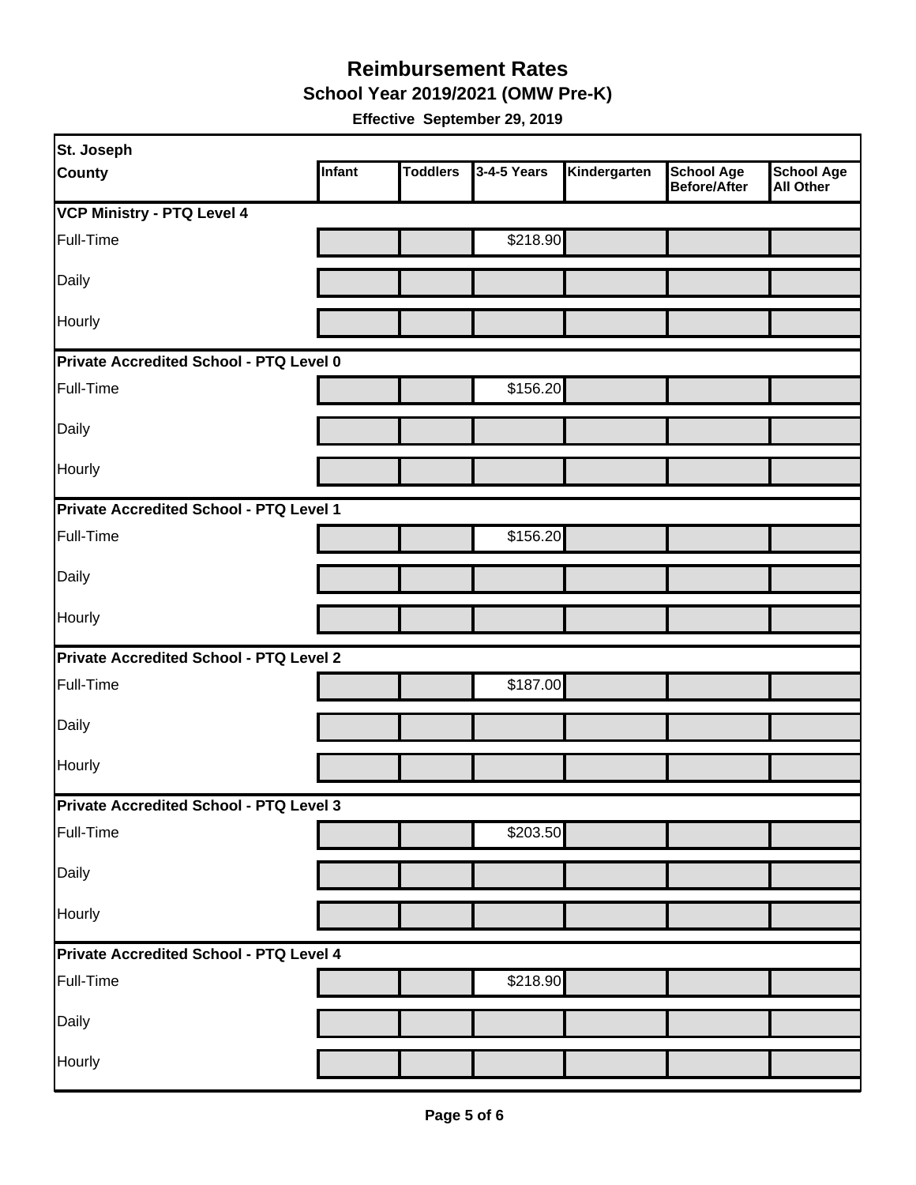# Reimbursement Rates

## School Year 2019/2021 (OMW Pre-K)

**Effective September 29, 2019**

| St. Joseph County | Infant | Toddlers | 3-4-5 Years | Kindergarten | School Age Before/After | School Age All Other |
|---|---|---|---|---|---|---|
| **VCP Ministry - PTQ Level 4** | | | | | | |
| Full-Time | | | $218.90 | | | |
| Daily | | | | | | |
| Hourly | | | | | | |
| **Private Accredited School - PTQ Level 0** | | | | | | |
| Full-Time | | | $156.20 | | | |
| Daily | | | | | | |
| Hourly | | | | | | |
| **Private Accredited School - PTQ Level 1** | | | | | | |
| Full-Time | | | $156.20 | | | |
| Daily | | | | | | |
| Hourly | | | | | | |
| **Private Accredited School - PTQ Level 2** | | | | | | |
| Full-Time | | | $187.00 | | | |
| Daily | | | | | | |
| Hourly | | | | | | |
| **Private Accredited School - PTQ Level 3** | | | | | | |
| Full-Time | | | $203.50 | | | |
| Daily | | | | | | |
| Hourly | | | | | | |
| **Private Accredited School - PTQ Level 4** | | | | | | |
| Full-Time | | | $218.90 | | | |
| Daily | | | | | | |
| Hourly | | | | | | |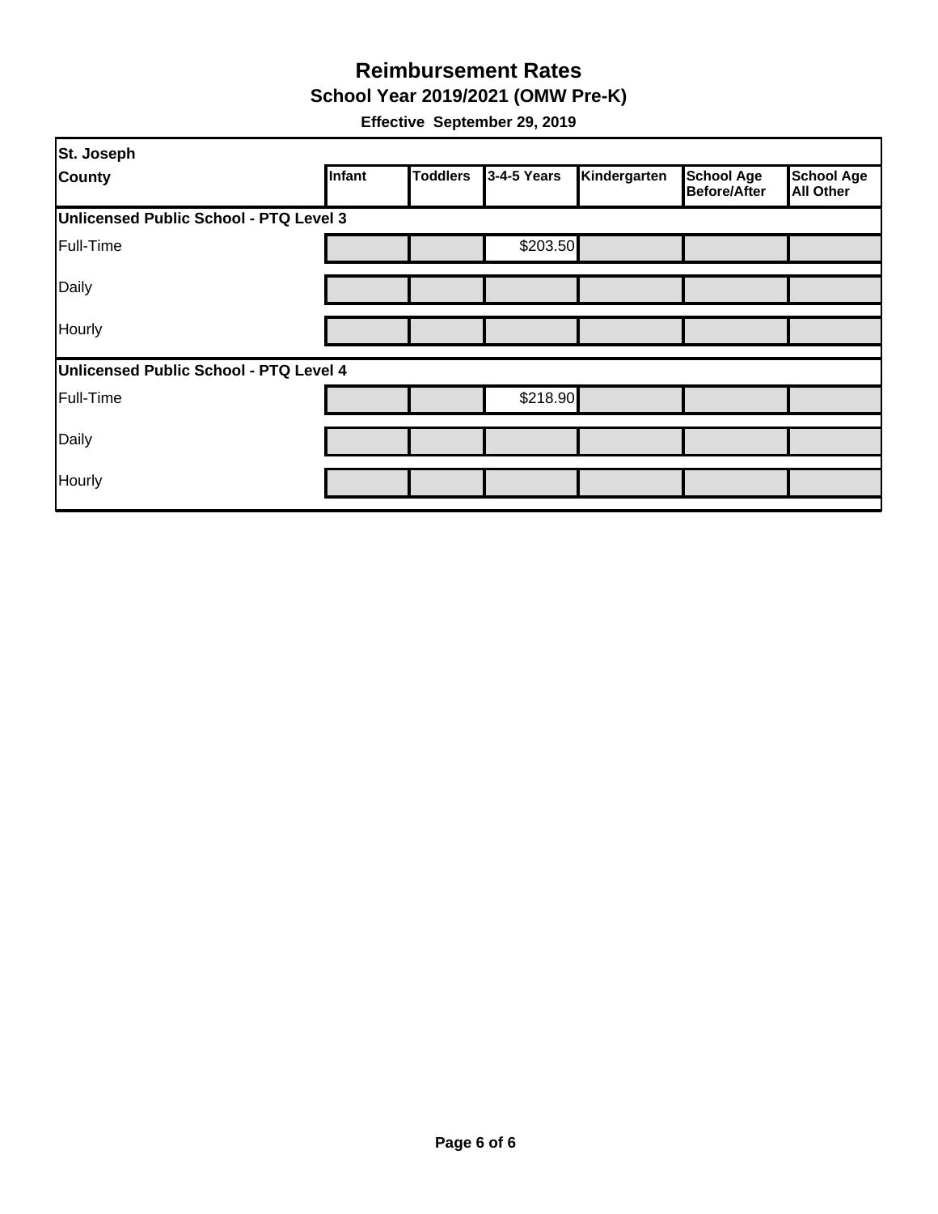# Reimbursement Rates

## School Year 2019/2021 (OMW Pre-K)

**Effective September 29, 2019**

| St. Joseph County | Infant | Toddlers | 3-4-5 Years | Kindergarten | School Age Before/After | School Age All Other |
|---|---|---|---|---|---|---|
| **Unlicensed Public School - PTQ Level 3** | | | | | | |
| Full-Time | | | $203.50 | | | |
| Daily | | | | | | |
| Hourly | | | | | | |
| **Unlicensed Public School - PTQ Level 4** | | | | | | |
| Full-Time | | | $218.90 | | | |
| Daily | | | | | | |
| Hourly | | | | | | |